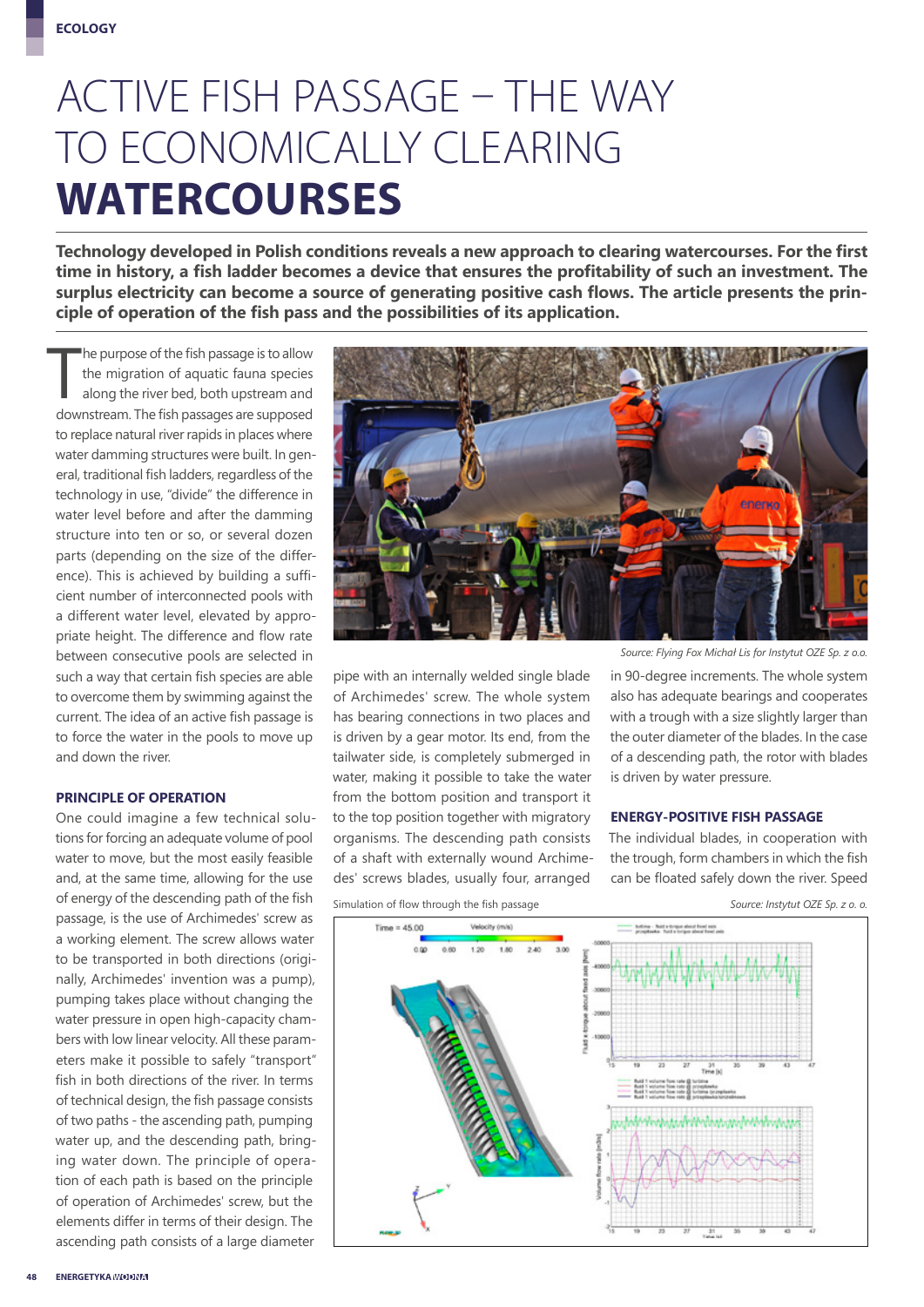# ACTIVE FISH PASSAGE – THE WAY TO ECONOMICALLY CLEARING **WATERCOURSES**

**Technology developed in Polish conditions reveals a new approach to clearing watercourses. For the first time in history, a fish ladder becomes a device that ensures the profitability of such an investment. The surplus electricity can become a source of generating positive cash flows. The article presents the principle of operation of the fish pass and the possibilities of its application.**

The purpose of the fish passage is to allow the migration of aquatic fauna species along the river bed, both upstream and downstream. The fish passages are supposed to replace natural river rapids in places where water damming structures were built. In general, traditional fish ladders, regardless of the technology in use, "divide" the difference in water level before and after the damming structure into ten or so, or several dozen parts (depending on the size of the difference). This is achieved by building a sufficient number of interconnected pools with a different water level, elevated by appropriate height. The difference and flow rate between consecutive pools are selected in such a way that certain fish species are able to overcome them by swimming against the current. The idea of an active fish passage is to force the water in the pools to move up and down the river.

## PRINCIPLE OF OPERATION

One could imagine a few technical solutions for forcing an adequate volume of pool water to move, but the most easily feasible and, at the same time, allowing for the use of energy of the descending path of the fish passage, is the use of Archimedes' screw as a working element. The screw allows water to be transported in both directions (originally, Archimedes' invention was a pump), pumping takes place without changing the water pressure in open high-capacity chambers with low linear velocity. All these parameters make it possible to safely "transport" fish in both directions of the river. In terms of technical design, the fish passage consists of two paths - the ascending path, pumping water up, and the descending path, bringing water down. The principle of operation of each path is based on the principle of operation of Archimedes' screw, but the elements differ in terms of their design. The ascending path consists of a large diameter pipe with an internally welded single blade of Archimedes' screw. The whole system has bearing connections in two places and is driven by a gear motor. Its end, from the tailwater side, is completely submerged in water, making it possible to take the water from the bottom position and transport it to the top position together with migratory organisms. The descending path consists of a shaft with externally wound Archimedes' screws blades, usually four, arranged in 90-degree increments. The whole system also has adequate bearings and cooperates with a trough with a size slightly larger than the outer diameter of the blades. In the case of a descending path, the rotor with blades is driven by water pressure.

*Source: Flying Fox Michał Lis for Instytut OZE Sp. z o.o.*

## ENERGY-POSITIVE FISH PASSAGE

The individual blades, in cooperation with the trough, form chambers in which the fish can be floated safely down the river. Speed

Simulation of flow through the fish passage

*Source: Instytut OZE Sp. z o. o.*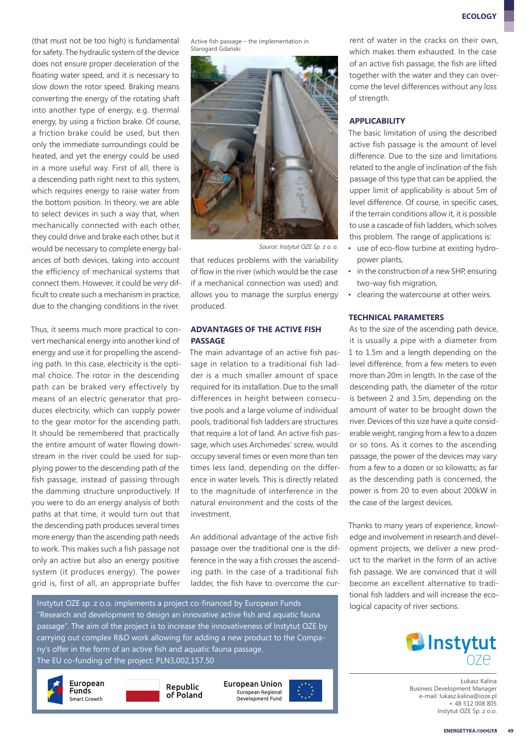(that must not be too high) is fundamental for safety. The hydraulic system of the device does not ensure proper deceleration of the floating water speed, and it is necessary to slow down the rotor speed. Braking means converting the energy of the rotating shaft into another type of energy, e.g. thermal energy, by using a friction brake. Of course, a friction brake could be used, but then only the immediate surroundings could be heated, and yet the energy could be used in a more useful way. First of all, there is a descending path right next to this system, which requires energy to raise water from the bottom position. In theory, we are able to select devices in such a way that, when mechanically connected with each other, they could drive and brake each other, but it would be necessary to complete energy balances of both devices, taking into account the efficiency of mechanical systems that connect them. However, it could be very difficult to create such a mechanism in practice, due to the changing conditions in the river.

Thus, it seems much more practical to convert mechanical energy into another kind of energy and use it for propelling the ascending path. In this case, electricity is the optimal choice. The rotor in the descending path can be braked very effectively by means of an electric generator that produces electricity, which can supply power to the gear motor for the ascending path. It should be remembered that practically the entire amount of water flowing downstream in the river could be used for supplying power to the descending path of the fish passage, instead of passing through the damming structure unproductively. If you were to do an energy analysis of both paths at that time, it would turn out that the descending path produces several times more energy than the ascending path needs to work. This makes such a fish passage not only an active but also an energy positive system (it produces energy). The power grid is, first of all, an appropriate buffer that reduces problems with the variability of flow in the river (which would be the case if a mechanical connection was used) and allows you to manage the surplus energy produced.

Active fish passage – the implementation in Starogard Gdański

Source: Instytut OZE Sp. z o. o.

## ADVANTAGES OF THE ACTIVE FISH PASSAGE

The main advantage of an active fish passage in relation to a traditional fish ladder is a much smaller amount of space required for its installation. Due to the small differences in height between consecutive pools and a large volume of individual pools, traditional fish ladders are structures that require a lot of land. An active fish passage, which uses Archimedes' screw, would occupy several times or even more than ten times less land, depending on the difference in water levels. This is directly related to the magnitude of interference in the natural environment and the costs of the investment.

An additional advantage of the active fish passage over the traditional one is the difference in the way a fish crosses the ascending path. In the case of a traditional fish ladder, the fish have to overcome the current of water in the cracks on their own, which makes them exhausted. In the case of an active fish passage, the fish are lifted together with the water and they can overcome the level differences without any loss of strength.

## APPLICABILITY

The basic limitation of using the described active fish passage is the amount of level difference. Due to the size and limitations related to the angle of inclination of the fish passage of this type that can be applied, the upper limit of applicability is about 5m of level difference. Of course, in specific cases, if the terrain conditions allow it, it is possible to use a cascade of fish ladders, which solves this problem. The range of applications is:

- use of eco-flow turbine at existing hydropower plants,
- in the construction of a new SHP, ensuring two-way fish migration,
- clearing the watercourse at other weirs.

## TECHNICAL PARAMETERS

As to the size of the ascending path device, it is usually a pipe with a diameter from 1 to 1.5m and a length depending on the level difference, from a few meters to even more than 20m in length. In the case of the descending path, the diameter of the rotor is between 2 and 3.5m, depending on the amount of water to be brought down the river. Devices of this size have a quite considerable weight, ranging from a few to a dozen or so tons. As it comes to the ascending passage, the power of the devices may vary from a few to a dozen or so kilowatts; as far as the descending path is concerned, the power is from 20 to even about 200kW in the case of the largest devices.

Thanks to many years of experience, knowledge and involvement in research and development projects, we deliver a new product to the market in the form of an active fish passage. We are convinced that it will become an excellent alternative to traditional fish ladders and will increase the ecological capacity of river sections.

Instytut OZE sp. z o.o. implements a project co-financed by European Funds "Research and development to design an innovative active fish and aquatic fauna passage". The aim of the project is to increase the innovativeness of Instytut OZE by carrying out complex R&D work allowing for adding a new product to the Company's offer in the form of an active fish and aquatic fauna passage.
The EU co-funding of the project: PLN3,002,157.50

European Funds Smart Growth | Republic of Poland | European Union European Regional Development Fund

Instytut oze

Łukasz Kalina
Business Development Manager
e-mail: lukasz.kalina@ioze.pl
+ 48 512 008 805
Instytut OZE Sp. z o.o.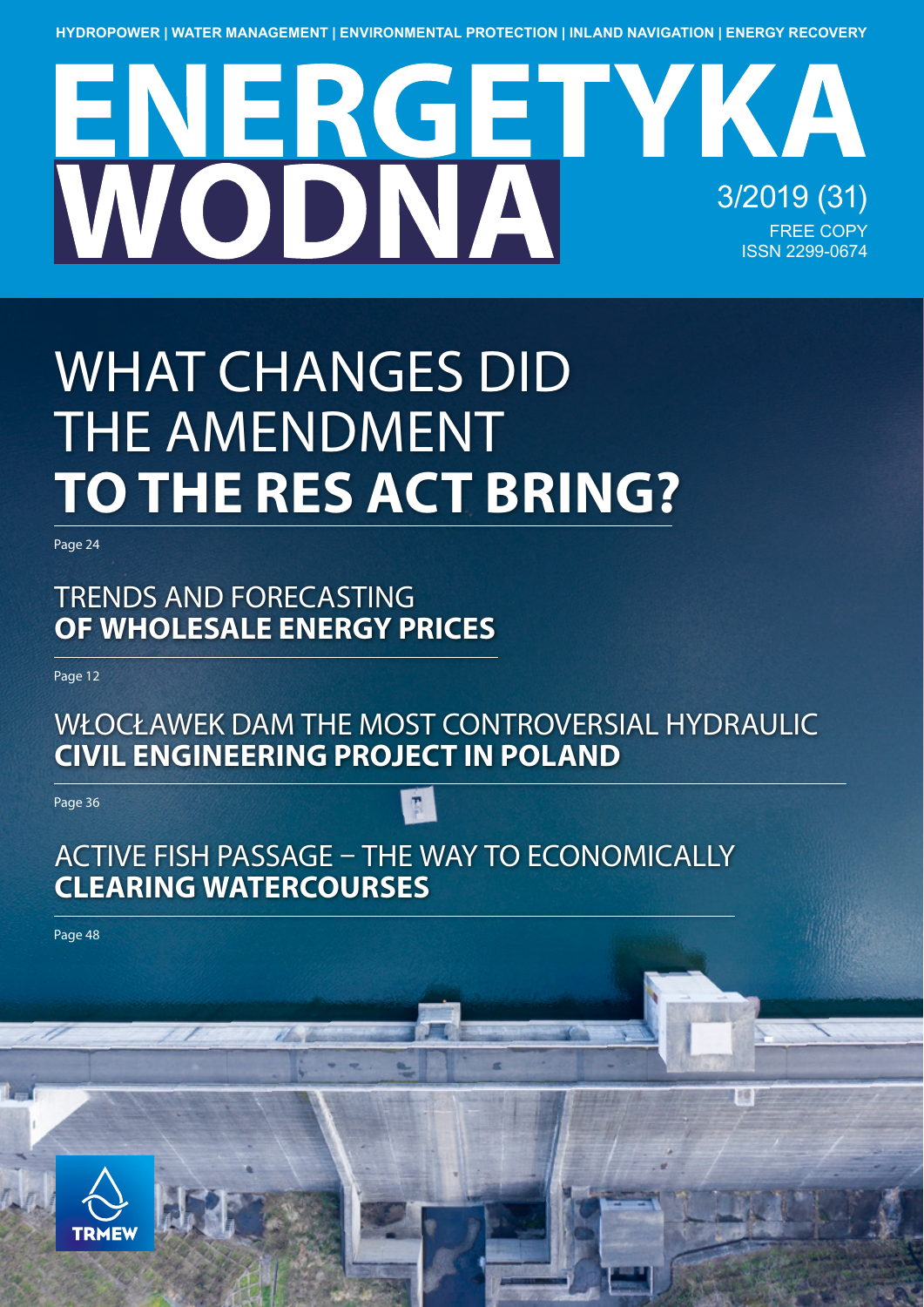HYDROPOWER | WATER MANAGEMENT | ENVIRONMENTAL PROTECTION | INLAND NAVIGATION | ENERGY RECOVERY

# ENERGETYKA WODNA

3/2019 (31)

FREE COPY

ISSN 2299-0674

## WHAT CHANGES DID THE AMENDMENT **TO THE RES ACT BRING?**

Page 24

## TRENDS AND FORECASTING **OF WHOLESALE ENERGY PRICES**

Page 12

## WŁOCŁAWEK DAM THE MOST CONTROVERSIAL HYDRAULIC **CIVIL ENGINEERING PROJECT IN POLAND**

Page 36

## ACTIVE FISH PASSAGE – THE WAY TO ECONOMICALLY **CLEARING WATERCOURSES**

Page 48

TRMEW